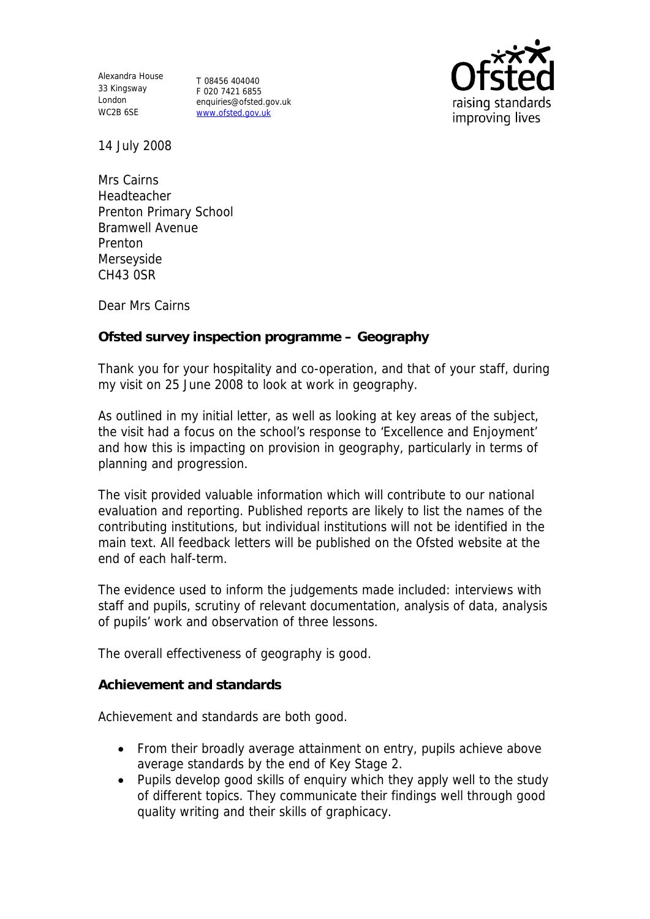Alexandra House
33 Kingsway
London
WC2B 6SE

T 08456 404040
F 020 7421 6855
enquiries@ofsted.gov.uk
www.ofsted.gov.uk

Ofsted
raising standards
improving lives

14 July 2008

Mrs Cairns
Headteacher
Prenton Primary School
Bramwell Avenue
Prenton
Merseyside
CH43 0SR

Dear Mrs Cairns

**Ofsted survey inspection programme – Geography**

Thank you for your hospitality and co-operation, and that of your staff, during my visit on 25 June 2008 to look at work in geography.

As outlined in my initial letter, as well as looking at key areas of the subject, the visit had a focus on the school's response to 'Excellence and Enjoyment' and how this is impacting on provision in geography, particularly in terms of planning and progression.

The visit provided valuable information which will contribute to our national evaluation and reporting. Published reports are likely to list the names of the contributing institutions, but individual institutions will not be identified in the main text. All feedback letters will be published on the Ofsted website at the end of each half-term.

The evidence used to inform the judgements made included: interviews with staff and pupils, scrutiny of relevant documentation, analysis of data, analysis of pupils' work and observation of three lessons.

The overall effectiveness of geography is good.

**Achievement and standards**

Achievement and standards are both good.

- From their broadly average attainment on entry, pupils achieve above average standards by the end of Key Stage 2.
- Pupils develop good skills of enquiry which they apply well to the study of different topics. They communicate their findings well through good quality writing and their skills of graphicacy.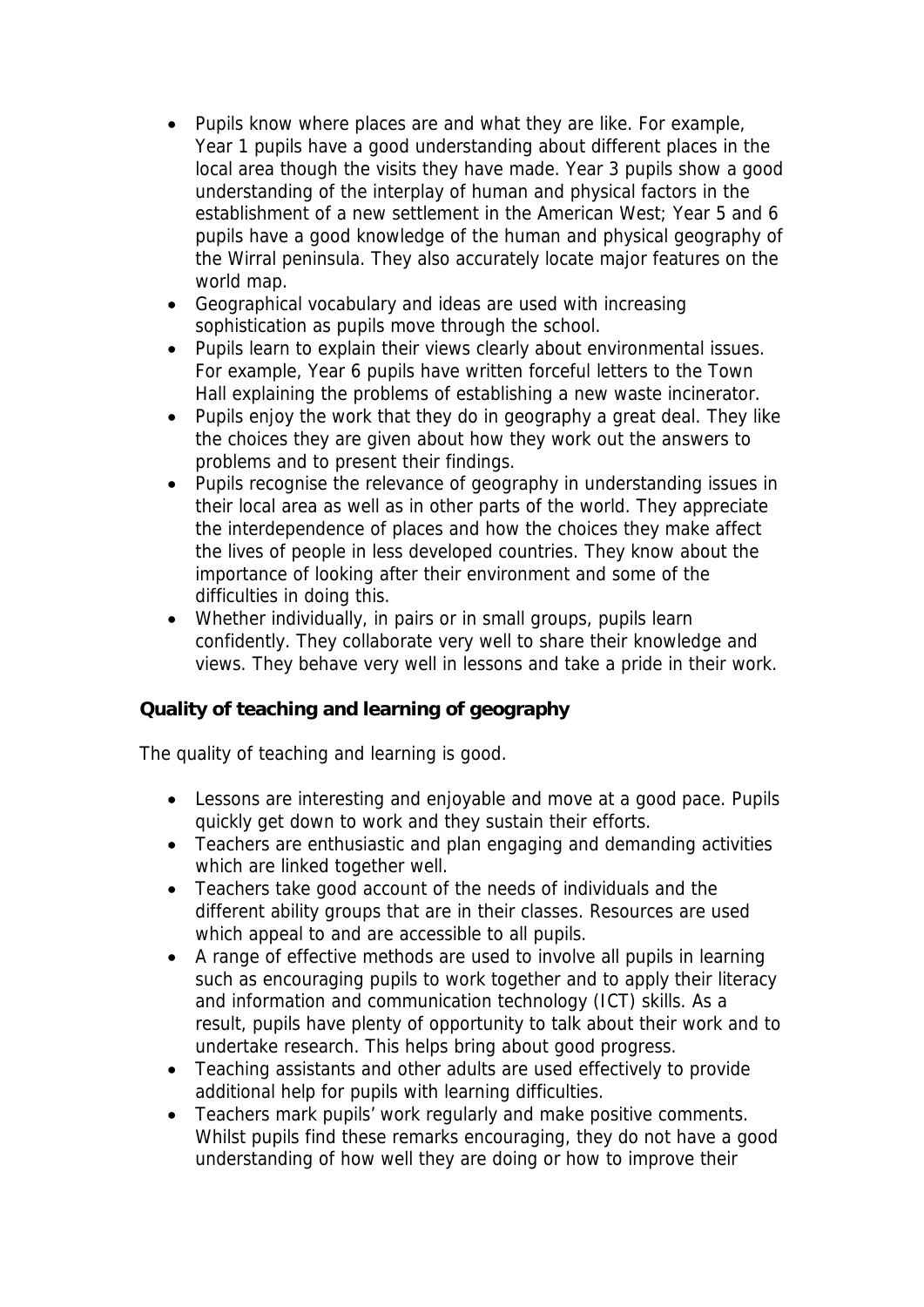- Pupils know where places are and what they are like. For example, Year 1 pupils have a good understanding about different places in the local area though the visits they have made. Year 3 pupils show a good understanding of the interplay of human and physical factors in the establishment of a new settlement in the American West; Year 5 and 6 pupils have a good knowledge of the human and physical geography of the Wirral peninsula. They also accurately locate major features on the world map.
- Geographical vocabulary and ideas are used with increasing sophistication as pupils move through the school.
- Pupils learn to explain their views clearly about environmental issues. For example, Year 6 pupils have written forceful letters to the Town Hall explaining the problems of establishing a new waste incinerator.
- Pupils enjoy the work that they do in geography a great deal. They like the choices they are given about how they work out the answers to problems and to present their findings.
- Pupils recognise the relevance of geography in understanding issues in their local area as well as in other parts of the world. They appreciate the interdependence of places and how the choices they make affect the lives of people in less developed countries. They know about the importance of looking after their environment and some of the difficulties in doing this.
- Whether individually, in pairs or in small groups, pupils learn confidently. They collaborate very well to share their knowledge and views. They behave very well in lessons and take a pride in their work.

**Quality of teaching and learning of geography**

The quality of teaching and learning is good.

- Lessons are interesting and enjoyable and move at a good pace. Pupils quickly get down to work and they sustain their efforts.
- Teachers are enthusiastic and plan engaging and demanding activities which are linked together well.
- Teachers take good account of the needs of individuals and the different ability groups that are in their classes. Resources are used which appeal to and are accessible to all pupils.
- A range of effective methods are used to involve all pupils in learning such as encouraging pupils to work together and to apply their literacy and information and communication technology (ICT) skills. As a result, pupils have plenty of opportunity to talk about their work and to undertake research. This helps bring about good progress.
- Teaching assistants and other adults are used effectively to provide additional help for pupils with learning difficulties.
- Teachers mark pupils' work regularly and make positive comments. Whilst pupils find these remarks encouraging, they do not have a good understanding of how well they are doing or how to improve their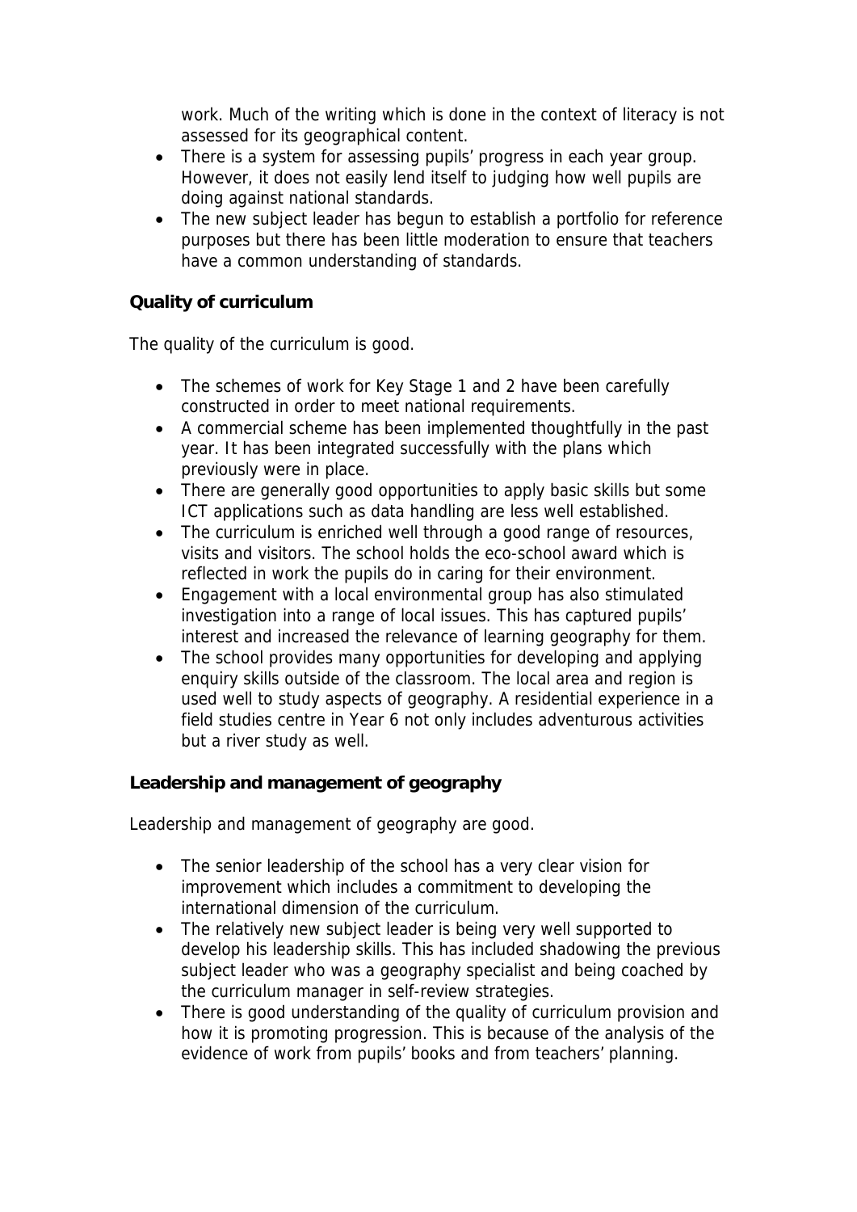work. Much of the writing which is done in the context of literacy is not assessed for its geographical content.

- There is a system for assessing pupils' progress in each year group. However, it does not easily lend itself to judging how well pupils are doing against national standards.
- The new subject leader has begun to establish a portfolio for reference purposes but there has been little moderation to ensure that teachers have a common understanding of standards.

**Quality of curriculum**

The quality of the curriculum is good.

- The schemes of work for Key Stage 1 and 2 have been carefully constructed in order to meet national requirements.
- A commercial scheme has been implemented thoughtfully in the past year. It has been integrated successfully with the plans which previously were in place.
- There are generally good opportunities to apply basic skills but some ICT applications such as data handling are less well established.
- The curriculum is enriched well through a good range of resources, visits and visitors. The school holds the eco-school award which is reflected in work the pupils do in caring for their environment.
- Engagement with a local environmental group has also stimulated investigation into a range of local issues. This has captured pupils' interest and increased the relevance of learning geography for them.
- The school provides many opportunities for developing and applying enquiry skills outside of the classroom. The local area and region is used well to study aspects of geography. A residential experience in a field studies centre in Year 6 not only includes adventurous activities but a river study as well.

**Leadership and management of geography**

Leadership and management of geography are good.

- The senior leadership of the school has a very clear vision for improvement which includes a commitment to developing the international dimension of the curriculum.
- The relatively new subject leader is being very well supported to develop his leadership skills. This has included shadowing the previous subject leader who was a geography specialist and being coached by the curriculum manager in self-review strategies.
- There is good understanding of the quality of curriculum provision and how it is promoting progression. This is because of the analysis of the evidence of work from pupils' books and from teachers' planning.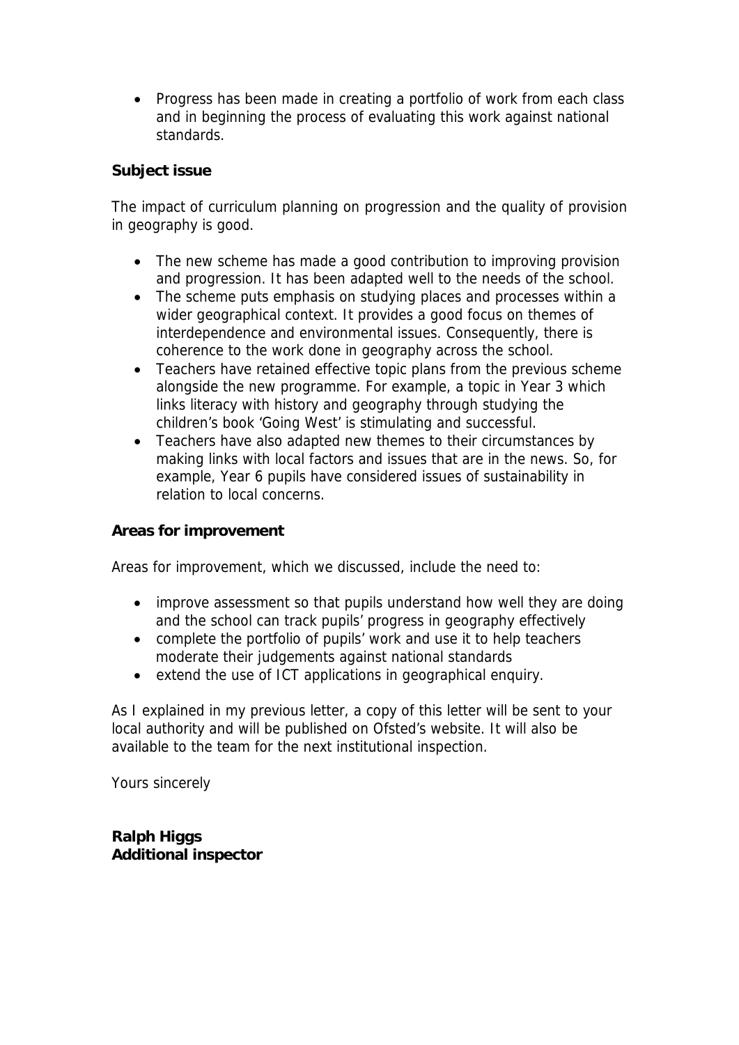- Progress has been made in creating a portfolio of work from each class and in beginning the process of evaluating this work against national standards.

**Subject issue**

The impact of curriculum planning on progression and the quality of provision in geography is good.

- The new scheme has made a good contribution to improving provision and progression. It has been adapted well to the needs of the school.
- The scheme puts emphasis on studying places and processes within a wider geographical context. It provides a good focus on themes of interdependence and environmental issues. Consequently, there is coherence to the work done in geography across the school.
- Teachers have retained effective topic plans from the previous scheme alongside the new programme. For example, a topic in Year 3 which links literacy with history and geography through studying the children's book 'Going West' is stimulating and successful.
- Teachers have also adapted new themes to their circumstances by making links with local factors and issues that are in the news. So, for example, Year 6 pupils have considered issues of sustainability in relation to local concerns.

**Areas for improvement**

Areas for improvement, which we discussed, include the need to:

- improve assessment so that pupils understand how well they are doing and the school can track pupils' progress in geography effectively
- complete the portfolio of pupils' work and use it to help teachers moderate their judgements against national standards
- extend the use of ICT applications in geographical enquiry.

As I explained in my previous letter, a copy of this letter will be sent to your local authority and will be published on Ofsted's website. It will also be available to the team for the next institutional inspection.

Yours sincerely

**Ralph Higgs**
**Additional inspector**